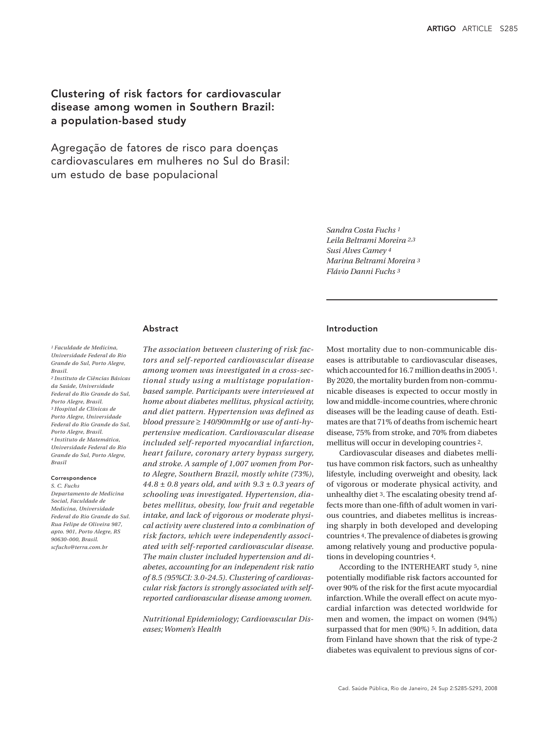# Clustering of risk factors for cardiovascular disease among women in Southern Brazil: a population-based study

# Agregação de fatores de risco para doenças cardiovasculares em mulheres no Sul do Brasil: um estudo de base populacional

*Sandra Costa Fuchs [1]*
*Leila Beltrami Moreira [2,3]*
*Susi Alves Camey [4]*
*Marina Beltrami Moreira [3]*
*Flávio Danni Fuchs [3]*

*[1] Faculdade de Medicina, Universidade Federal do Rio Grande do Sul, Porto Alegre, Brasil.*
*[2] Instituto de Ciências Básicas da Saúde, Universidade Federal do Rio Grande do Sul, Porto Alegre, Brasil.*
*[3] Hospital de Clínicas de Porto Alegre, Universidade Federal do Rio Grande do Sul, Porto Alegre, Brasil.*
*[4] Instituto de Matemática, Universidade Federal do Rio Grande do Sul, Porto Alegre, Brasil*

**Correspondence**
*S. C. Fuchs*
*Departamento de Medicina Social, Faculdade de Medicina, Universidade Federal do Rio Grande do Sul. Rua Felipe de Oliveira 987, apto. 901, Porto Alegre, RS 90630-000, Brasil.*
*scfuchs@terra.com.br*

## Abstract

*The association between clustering of risk factors and self-reported cardiovascular disease among women was investigated in a cross-sectional study using a multistage population-based sample. Participants were interviewed at home about diabetes mellitus, physical activity, and diet pattern. Hypertension was defined as blood pressure ≥ 140/90mmHg or use of anti-hypertensive medication. Cardiovascular disease included self-reported myocardial infarction, heart failure, coronary artery bypass surgery, and stroke. A sample of 1,007 women from Porto Alegre, Southern Brazil, mostly white (73%), 44.8 ± 0.8 years old, and with 9.3 ± 0.3 years of schooling was investigated. Hypertension, diabetes mellitus, obesity, low fruit and vegetable intake, and lack of vigorous or moderate physical activity were clustered into a combination of risk factors, which were independently associated with self-reported cardiovascular disease. The main cluster included hypertension and diabetes, accounting for an independent risk ratio of 8.5 (95%CI: 3.0-24.5). Clustering of cardiovascular risk factors is strongly associated with self-reported cardiovascular disease among women.*

*Nutritional Epidemiology; Cardiovascular Diseases; Women's Health*

## Introduction

Most mortality due to non-communicable diseases is attributable to cardiovascular diseases, which accounted for 16.7 million deaths in 2005 [1]. By 2020, the mortality burden from non-communicable diseases is expected to occur mostly in low and middle-income countries, where chronic diseases will be the leading cause of death. Estimates are that 71% of deaths from ischemic heart disease, 75% from stroke, and 70% from diabetes mellitus will occur in developing countries [2].

Cardiovascular diseases and diabetes mellitus have common risk factors, such as unhealthy lifestyle, including overweight and obesity, lack of vigorous or moderate physical activity, and unhealthy diet [3]. The escalating obesity trend affects more than one-fifth of adult women in various countries, and diabetes mellitus is increasing sharply in both developed and developing countries [4]. The prevalence of diabetes is growing among relatively young and productive populations in developing countries [4].

According to the INTERHEART study [5], nine potentially modifiable risk factors accounted for over 90% of the risk for the first acute myocardial infarction. While the overall effect on acute myocardial infarction was detected worldwide for men and women, the impact on women (94%) surpassed that for men (90%) [5]. In addition, data from Finland have shown that the risk of type-2 diabetes was equivalent to previous signs of cor-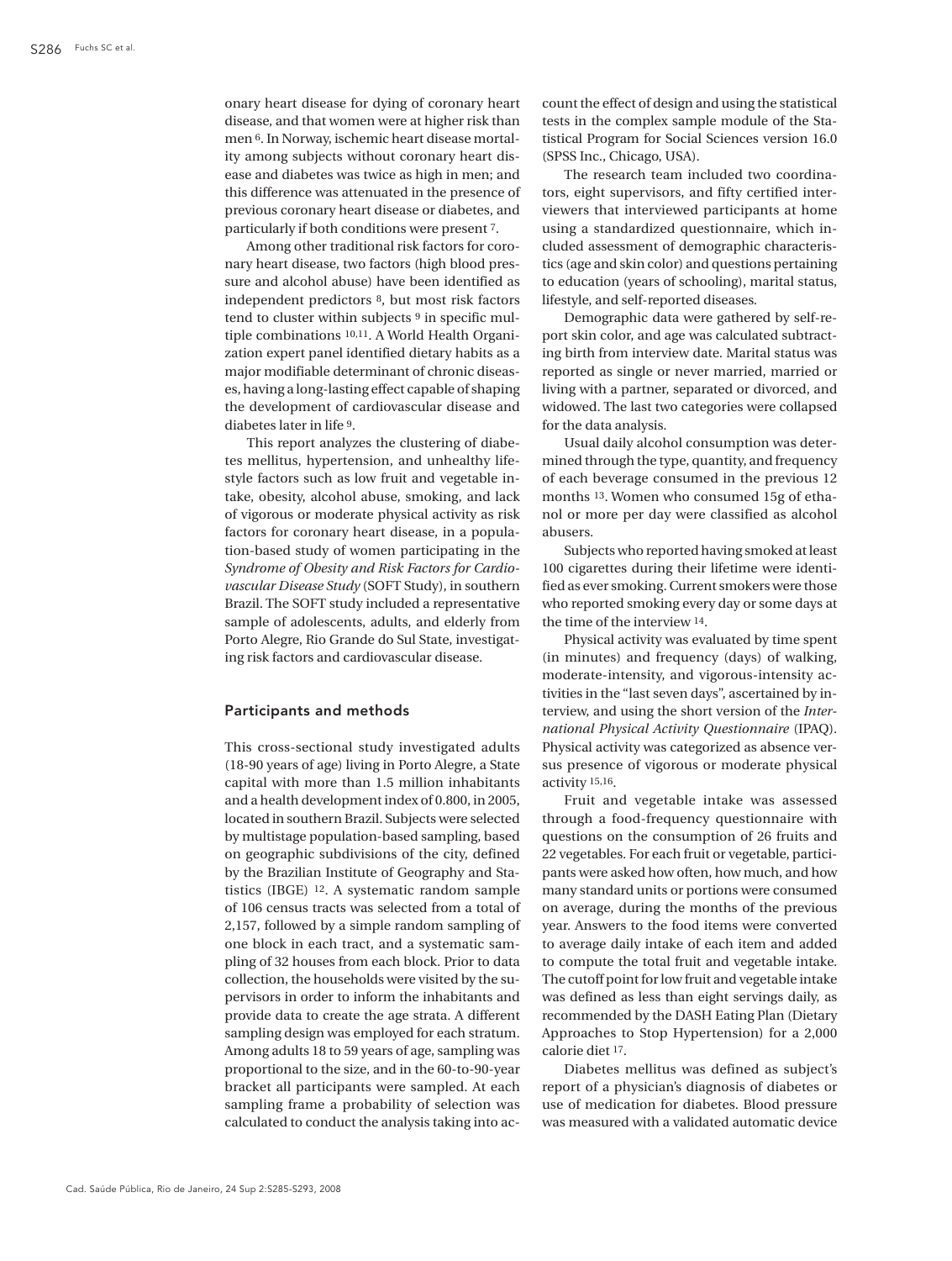onary heart disease for dying of coronary heart disease, and that women were at higher risk than men [6]. In Norway, ischemic heart disease mortality among subjects without coronary heart disease and diabetes was twice as high in men; and this difference was attenuated in the presence of previous coronary heart disease or diabetes, and particularly if both conditions were present [7].

Among other traditional risk factors for coronary heart disease, two factors (high blood pressure and alcohol abuse) have been identified as independent predictors [8], but most risk factors tend to cluster within subjects [9] in specific multiple combinations [10,11]. A World Health Organization expert panel identified dietary habits as a major modifiable determinant of chronic diseases, having a long-lasting effect capable of shaping the development of cardiovascular disease and diabetes later in life [9].

This report analyzes the clustering of diabetes mellitus, hypertension, and unhealthy lifestyle factors such as low fruit and vegetable intake, obesity, alcohol abuse, smoking, and lack of vigorous or moderate physical activity as risk factors for coronary heart disease, in a population-based study of women participating in the *Syndrome of Obesity and Risk Factors for Cardiovascular Disease Study* (SOFT Study), in southern Brazil. The SOFT study included a representative sample of adolescents, adults, and elderly from Porto Alegre, Rio Grande do Sul State, investigating risk factors and cardiovascular disease.

## Participants and methods

This cross-sectional study investigated adults (18-90 years of age) living in Porto Alegre, a State capital with more than 1.5 million inhabitants and a health development index of 0.800, in 2005, located in southern Brazil. Subjects were selected by multistage population-based sampling, based on geographic subdivisions of the city, defined by the Brazilian Institute of Geography and Statistics (IBGE) [12]. A systematic random sample of 106 census tracts was selected from a total of 2,157, followed by a simple random sampling of one block in each tract, and a systematic sampling of 32 houses from each block. Prior to data collection, the households were visited by the supervisors in order to inform the inhabitants and provide data to create the age strata. A different sampling design was employed for each stratum. Among adults 18 to 59 years of age, sampling was proportional to the size, and in the 60-to-90-year bracket all participants were sampled. At each sampling frame a probability of selection was calculated to conduct the analysis taking into account the effect of design and using the statistical tests in the complex sample module of the Statistical Program for Social Sciences version 16.0 (SPSS Inc., Chicago, USA).

The research team included two coordinators, eight supervisors, and fifty certified interviewers that interviewed participants at home using a standardized questionnaire, which included assessment of demographic characteristics (age and skin color) and questions pertaining to education (years of schooling), marital status, lifestyle, and self-reported diseases.

Demographic data were gathered by self-report skin color, and age was calculated subtracting birth from interview date. Marital status was reported as single or never married, married or living with a partner, separated or divorced, and widowed. The last two categories were collapsed for the data analysis.

Usual daily alcohol consumption was determined through the type, quantity, and frequency of each beverage consumed in the previous 12 months [13]. Women who consumed 15g of ethanol or more per day were classified as alcohol abusers.

Subjects who reported having smoked at least 100 cigarettes during their lifetime were identified as ever smoking. Current smokers were those who reported smoking every day or some days at the time of the interview [14].

Physical activity was evaluated by time spent (in minutes) and frequency (days) of walking, moderate-intensity, and vigorous-intensity activities in the "last seven days", ascertained by interview, and using the short version of the *International Physical Activity Questionnaire* (IPAQ). Physical activity was categorized as absence versus presence of vigorous or moderate physical activity [15,16].

Fruit and vegetable intake was assessed through a food-frequency questionnaire with questions on the consumption of 26 fruits and 22 vegetables. For each fruit or vegetable, participants were asked how often, how much, and how many standard units or portions were consumed on average, during the months of the previous year. Answers to the food items were converted to average daily intake of each item and added to compute the total fruit and vegetable intake. The cutoff point for low fruit and vegetable intake was defined as less than eight servings daily, as recommended by the DASH Eating Plan (Dietary Approaches to Stop Hypertension) for a 2,000 calorie diet [17].

Diabetes mellitus was defined as subject's report of a physician's diagnosis of diabetes or use of medication for diabetes. Blood pressure was measured with a validated automatic device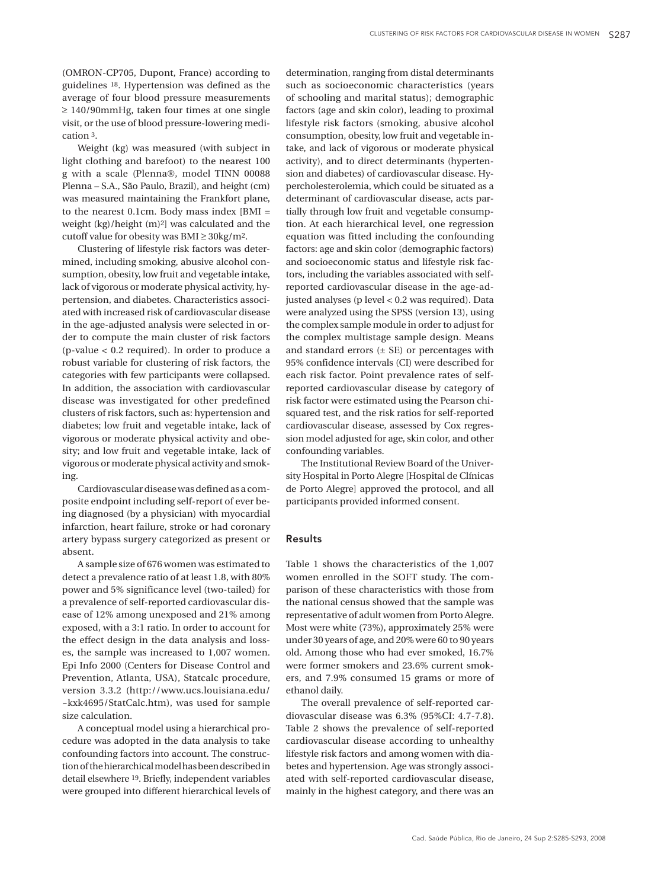(OMRON-CP705, Dupont, France) according to guidelines [18]. Hypertension was defined as the average of four blood pressure measurements ≥ 140/90mmHg, taken four times at one single visit, or the use of blood pressure-lowering medication [3].

Weight (kg) was measured (with subject in light clothing and barefoot) to the nearest 100 g with a scale (Plenna®, model TINN 00088 Plenna – S.A., São Paulo, Brazil), and height (cm) was measured maintaining the Frankfort plane, to the nearest 0.1cm. Body mass index [BMI = weight (kg)/height (m)$^2$] was calculated and the cutoff value for obesity was BMI ≥ 30kg/m$^2$.

Clustering of lifestyle risk factors was determined, including smoking, abusive alcohol consumption, obesity, low fruit and vegetable intake, lack of vigorous or moderate physical activity, hypertension, and diabetes. Characteristics associated with increased risk of cardiovascular disease in the age-adjusted analysis were selected in order to compute the main cluster of risk factors (p-value < 0.2 required). In order to produce a robust variable for clustering of risk factors, the categories with few participants were collapsed. In addition, the association with cardiovascular disease was investigated for other predefined clusters of risk factors, such as: hypertension and diabetes; low fruit and vegetable intake, lack of vigorous or moderate physical activity and obesity; and low fruit and vegetable intake, lack of vigorous or moderate physical activity and smoking.

Cardiovascular disease was defined as a composite endpoint including self-report of ever being diagnosed (by a physician) with myocardial infarction, heart failure, stroke or had coronary artery bypass surgery categorized as present or absent.

A sample size of 676 women was estimated to detect a prevalence ratio of at least 1.8, with 80% power and 5% significance level (two-tailed) for a prevalence of self-reported cardiovascular disease of 12% among unexposed and 21% among exposed, with a 3:1 ratio. In order to account for the effect design in the data analysis and losses, the sample was increased to 1,007 women. Epi Info 2000 (Centers for Disease Control and Prevention, Atlanta, USA), Statcalc procedure, version 3.3.2 (http://www.ucs.louisiana.edu/~kxk4695/StatCalc.htm), was used for sample size calculation.

A conceptual model using a hierarchical procedure was adopted in the data analysis to take confounding factors into account. The construction of the hierarchical model has been described in detail elsewhere [19]. Briefly, independent variables were grouped into different hierarchical levels of determination, ranging from distal determinants such as socioeconomic characteristics (years of schooling and marital status); demographic factors (age and skin color), leading to proximal lifestyle risk factors (smoking, abusive alcohol consumption, obesity, low fruit and vegetable intake, and lack of vigorous or moderate physical activity), and to direct determinants (hypertension and diabetes) of cardiovascular disease. Hypercholesterolemia, which could be situated as a determinant of cardiovascular disease, acts partially through low fruit and vegetable consumption. At each hierarchical level, one regression equation was fitted including the confounding factors: age and skin color (demographic factors) and socioeconomic status and lifestyle risk factors, including the variables associated with self-reported cardiovascular disease in the age-adjusted analyses (p level < 0.2 was required). Data were analyzed using the SPSS (version 13), using the complex sample module in order to adjust for the complex multistage sample design. Means and standard errors (± SE) or percentages with 95% confidence intervals (CI) were described for each risk factor. Point prevalence rates of self-reported cardiovascular disease by category of risk factor were estimated using the Pearson chi-squared test, and the risk ratios for self-reported cardiovascular disease, assessed by Cox regression model adjusted for age, skin color, and other confounding variables.

The Institutional Review Board of the University Hospital in Porto Alegre [Hospital de Clínicas de Porto Alegre] approved the protocol, and all participants provided informed consent.

## Results

Table 1 shows the characteristics of the 1,007 women enrolled in the SOFT study. The comparison of these characteristics with those from the national census showed that the sample was representative of adult women from Porto Alegre. Most were white (73%), approximately 25% were under 30 years of age, and 20% were 60 to 90 years old. Among those who had ever smoked, 16.7% were former smokers and 23.6% current smokers, and 7.9% consumed 15 grams or more of ethanol daily.

The overall prevalence of self-reported cardiovascular disease was 6.3% (95%CI: 4.7-7.8). Table 2 shows the prevalence of self-reported cardiovascular disease according to unhealthy lifestyle risk factors and among women with diabetes and hypertension. Age was strongly associated with self-reported cardiovascular disease, mainly in the highest category, and there was an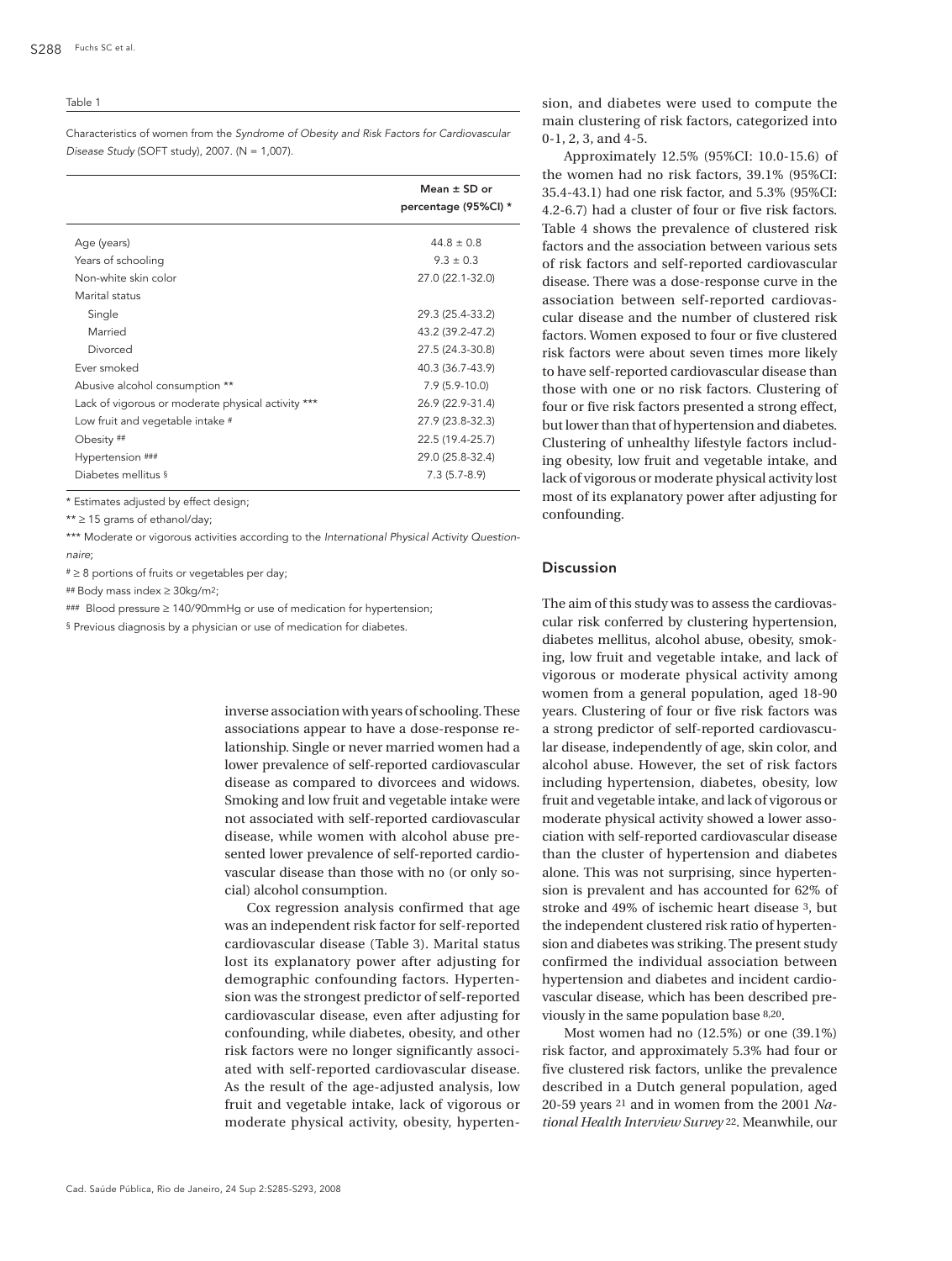Table 1

Characteristics of women from the *Syndrome of Obesity and Risk Factors for Cardiovascular Disease Study* (SOFT study), 2007. (N = 1,007).

| | Mean ± SD or percentage (95%CI) * |
|---|---|
| Age (years) | 44.8 ± 0.8 |
| Years of schooling | 9.3 ± 0.3 |
| Non-white skin color | 27.0 (22.1-32.0) |
| Marital status | |
| Single | 29.3 (25.4-33.2) |
| Married | 43.2 (39.2-47.2) |
| Divorced | 27.5 (24.3-30.8) |
| Ever smoked | 40.3 (36.7-43.9) |
| Abusive alcohol consumption ** | 7.9 (5.9-10.0) |
| Lack of vigorous or moderate physical activity *** | 26.9 (22.9-31.4) |
| Low fruit and vegetable intake # | 27.9 (23.8-32.3) |
| Obesity ## | 22.5 (19.4-25.7) |
| Hypertension ### | 29.0 (25.8-32.4) |
| Diabetes mellitus § | 7.3 (5.7-8.9) |

* Estimates adjusted by effect design;

** ≥ 15 grams of ethanol/day;

*** Moderate or vigorous activities according to the *International Physical Activity Questionnaire*;

# ≥ 8 portions of fruits or vegetables per day;

## Body mass index ≥ 30kg/m²;

### Blood pressure ≥ 140/90mmHg or use of medication for hypertension;

§ Previous diagnosis by a physician or use of medication for diabetes.

inverse association with years of schooling. These associations appear to have a dose-response relationship. Single or never married women had a lower prevalence of self-reported cardiovascular disease as compared to divorcees and widows. Smoking and low fruit and vegetable intake were not associated with self-reported cardiovascular disease, while women with alcohol abuse presented lower prevalence of self-reported cardiovascular disease than those with no (or only social) alcohol consumption.

Cox regression analysis confirmed that age was an independent risk factor for self-reported cardiovascular disease (Table 3). Marital status lost its explanatory power after adjusting for demographic confounding factors. Hypertension was the strongest predictor of self-reported cardiovascular disease, even after adjusting for confounding, while diabetes, obesity, and other risk factors were no longer significantly associated with self-reported cardiovascular disease. As the result of the age-adjusted analysis, low fruit and vegetable intake, lack of vigorous or moderate physical activity, obesity, hypertension, and diabetes were used to compute the main clustering of risk factors, categorized into 0-1, 2, 3, and 4-5.

Approximately 12.5% (95%CI: 10.0-15.6) of the women had no risk factors, 39.1% (95%CI: 35.4-43.1) had one risk factor, and 5.3% (95%CI: 4.2-6.7) had a cluster of four or five risk factors. Table 4 shows the prevalence of clustered risk factors and the association between various sets of risk factors and self-reported cardiovascular disease. There was a dose-response curve in the association between self-reported cardiovascular disease and the number of clustered risk factors. Women exposed to four or five clustered risk factors were about seven times more likely to have self-reported cardiovascular disease than those with one or no risk factors. Clustering of four or five risk factors presented a strong effect, but lower than that of hypertension and diabetes. Clustering of unhealthy lifestyle factors including obesity, low fruit and vegetable intake, and lack of vigorous or moderate physical activity lost most of its explanatory power after adjusting for confounding.

## Discussion

The aim of this study was to assess the cardiovascular risk conferred by clustering hypertension, diabetes mellitus, alcohol abuse, obesity, smoking, low fruit and vegetable intake, and lack of vigorous or moderate physical activity among women from a general population, aged 18-90 years. Clustering of four or five risk factors was a strong predictor of self-reported cardiovascular disease, independently of age, skin color, and alcohol abuse. However, the set of risk factors including hypertension, diabetes, obesity, low fruit and vegetable intake, and lack of vigorous or moderate physical activity showed a lower association with self-reported cardiovascular disease than the cluster of hypertension and diabetes alone. This was not surprising, since hypertension is prevalent and has accounted for 62% of stroke and 49% of ischemic heart disease [3], but the independent clustered risk ratio of hypertension and diabetes was striking. The present study confirmed the individual association between hypertension and diabetes and incident cardiovascular disease, which has been described previously in the same population base [8,20].

Most women had no (12.5%) or one (39.1%) risk factor, and approximately 5.3% had four or five clustered risk factors, unlike the prevalence described in a Dutch general population, aged 20-59 years [21] and in women from the 2001 *National Health Interview Survey* [22]. Meanwhile, our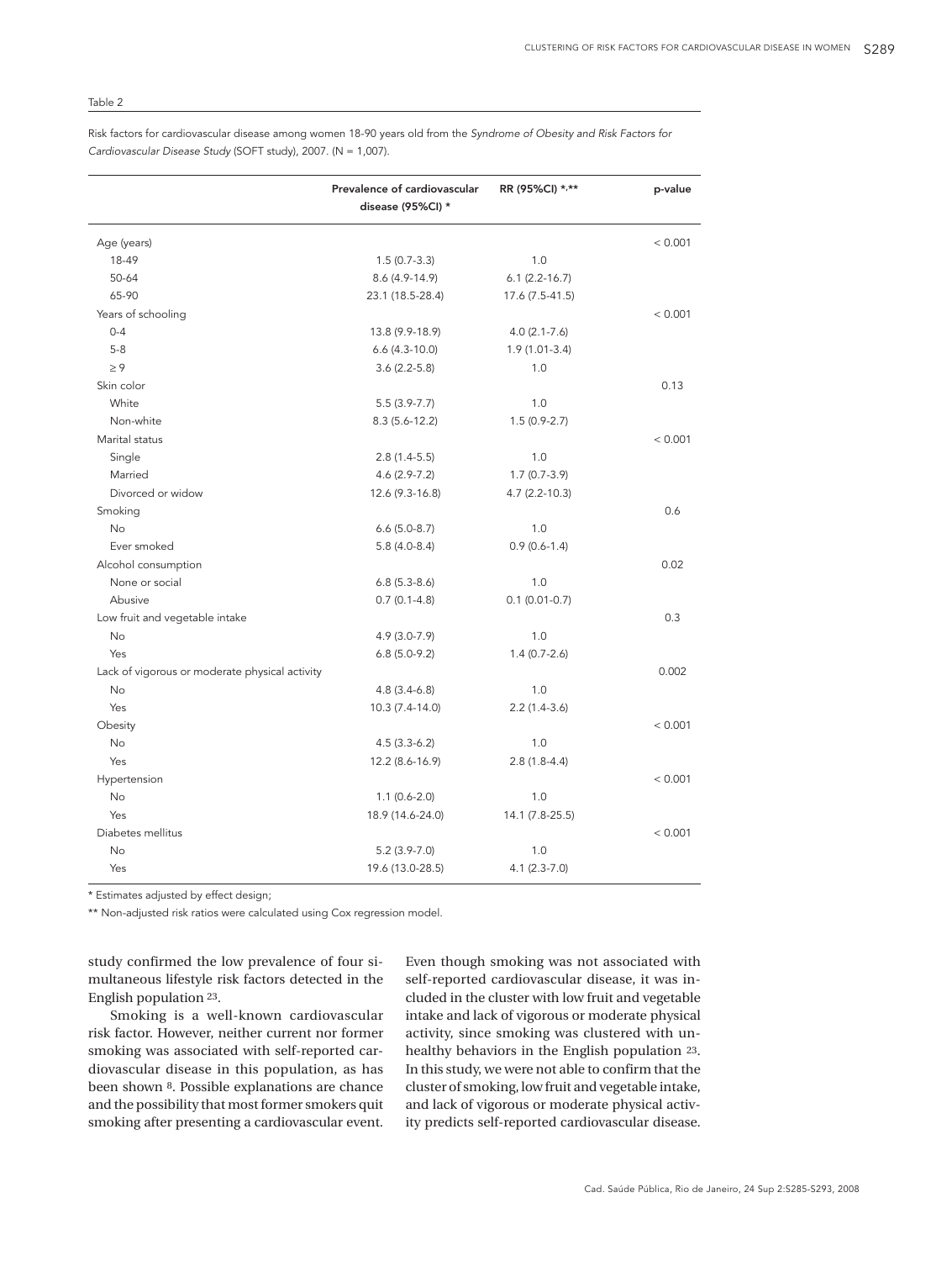Table 2

Risk factors for cardiovascular disease among women 18-90 years old from the *Syndrome of Obesity and Risk Factors for Cardiovascular Disease Study* (SOFT study), 2007. (N = 1,007).

| | Prevalence of cardiovascular disease (95%CI) * | RR (95%CI) *,** | p-value |
|---|---|---|---|
| Age (years) | | | < 0.001 |
| 18-49 | 1.5 (0.7-3.3) | 1.0 | |
| 50-64 | 8.6 (4.9-14.9) | 6.1 (2.2-16.7) | |
| 65-90 | 23.1 (18.5-28.4) | 17.6 (7.5-41.5) | |
| Years of schooling | | | < 0.001 |
| 0-4 | 13.8 (9.9-18.9) | 4.0 (2.1-7.6) | |
| 5-8 | 6.6 (4.3-10.0) | 1.9 (1.01-3.4) | |
| ≥ 9 | 3.6 (2.2-5.8) | 1.0 | |
| Skin color | | | 0.13 |
| White | 5.5 (3.9-7.7) | 1.0 | |
| Non-white | 8.3 (5.6-12.2) | 1.5 (0.9-2.7) | |
| Marital status | | | < 0.001 |
| Single | 2.8 (1.4-5.5) | 1.0 | |
| Married | 4.6 (2.9-7.2) | 1.7 (0.7-3.9) | |
| Divorced or widow | 12.6 (9.3-16.8) | 4.7 (2.2-10.3) | |
| Smoking | | | 0.6 |
| No | 6.6 (5.0-8.7) | 1.0 | |
| Ever smoked | 5.8 (4.0-8.4) | 0.9 (0.6-1.4) | |
| Alcohol consumption | | | 0.02 |
| None or social | 6.8 (5.3-8.6) | 1.0 | |
| Abusive | 0.7 (0.1-4.8) | 0.1 (0.01-0.7) | |
| Low fruit and vegetable intake | | | 0.3 |
| No | 4.9 (3.0-7.9) | 1.0 | |
| Yes | 6.8 (5.0-9.2) | 1.4 (0.7-2.6) | |
| Lack of vigorous or moderate physical activity | | | 0.002 |
| No | 4.8 (3.4-6.8) | 1.0 | |
| Yes | 10.3 (7.4-14.0) | 2.2 (1.4-3.6) | |
| Obesity | | | < 0.001 |
| No | 4.5 (3.3-6.2) | 1.0 | |
| Yes | 12.2 (8.6-16.9) | 2.8 (1.8-4.4) | |
| Hypertension | | | < 0.001 |
| No | 1.1 (0.6-2.0) | 1.0 | |
| Yes | 18.9 (14.6-24.0) | 14.1 (7.8-25.5) | |
| Diabetes mellitus | | | < 0.001 |
| No | 5.2 (3.9-7.0) | 1.0 | |
| Yes | 19.6 (13.0-28.5) | 4.1 (2.3-7.0) | |

* Estimates adjusted by effect design;

** Non-adjusted risk ratios were calculated using Cox regression model.

study confirmed the low prevalence of four simultaneous lifestyle risk factors detected in the English population [23].

Smoking is a well-known cardiovascular risk factor. However, neither current nor former smoking was associated with self-reported cardiovascular disease in this population, as has been shown [8]. Possible explanations are chance and the possibility that most former smokers quit smoking after presenting a cardiovascular event. Even though smoking was not associated with self-reported cardiovascular disease, it was included in the cluster with low fruit and vegetable intake and lack of vigorous or moderate physical activity, since smoking was clustered with unhealthy behaviors in the English population [23]. In this study, we were not able to confirm that the cluster of smoking, low fruit and vegetable intake, and lack of vigorous or moderate physical activity predicts self-reported cardiovascular disease.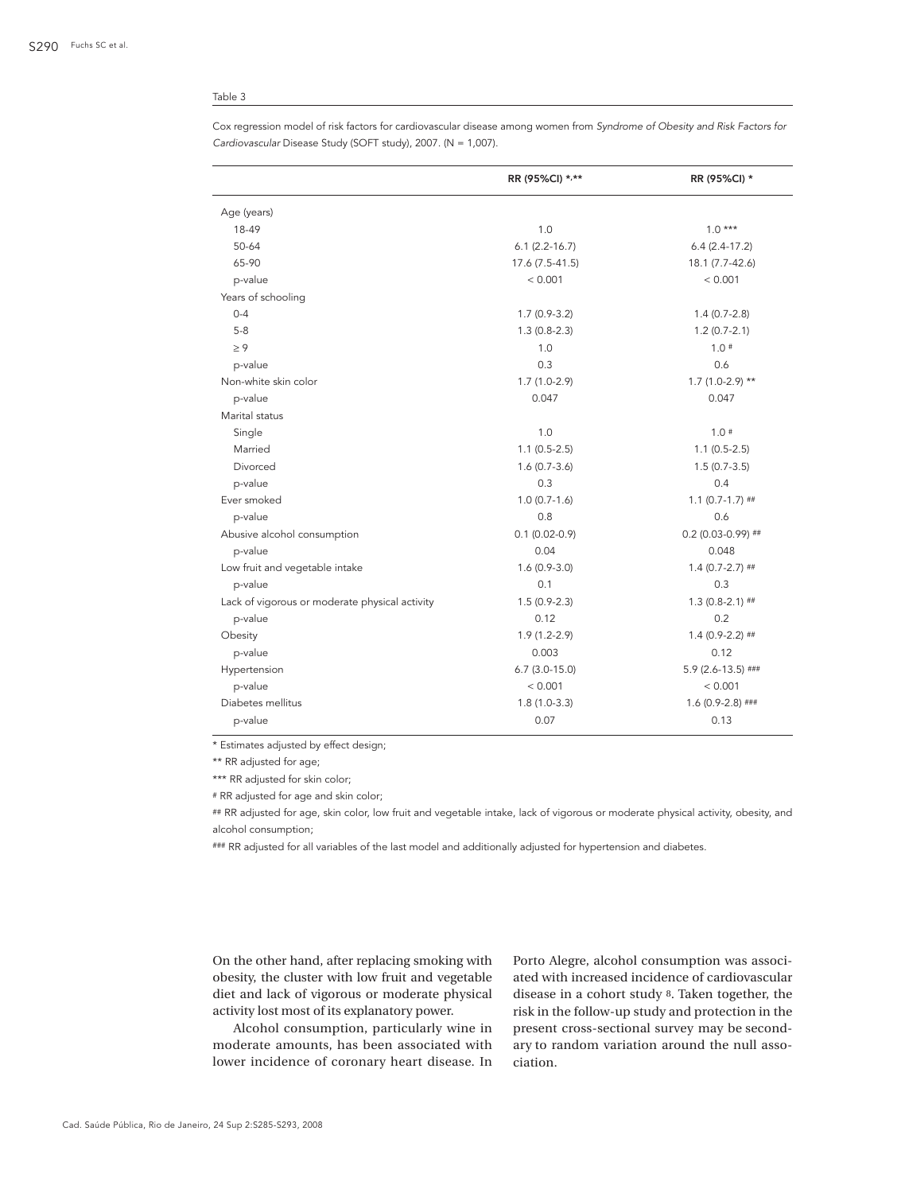Table 3

Cox regression model of risk factors for cardiovascular disease among women from *Syndrome of Obesity and Risk Factors for Cardiovascular* Disease Study (SOFT study), 2007. (N = 1,007).

| | RR (95%CI) *,** | RR (95%CI) * |
|---|---|---|
| Age (years) | | |
| 18-49 | 1.0 | 1.0 *** |
| 50-64 | 6.1 (2.2-16.7) | 6.4 (2.4-17.2) |
| 65-90 | 17.6 (7.5-41.5) | 18.1 (7.7-42.6) |
| p-value | < 0.001 | < 0.001 |
| Years of schooling | | |
| 0-4 | 1.7 (0.9-3.2) | 1.4 (0.7-2.8) |
| 5-8 | 1.3 (0.8-2.3) | 1.2 (0.7-2.1) |
| ≥ 9 | 1.0 | 1.0 # |
| p-value | 0.3 | 0.6 |
| Non-white skin color | 1.7 (1.0-2.9) | 1.7 (1.0-2.9) ** |
| p-value | 0.047 | 0.047 |
| Marital status | | |
| Single | 1.0 | 1.0 # |
| Married | 1.1 (0.5-2.5) | 1.1 (0.5-2.5) |
| Divorced | 1.6 (0.7-3.6) | 1.5 (0.7-3.5) |
| p-value | 0.3 | 0.4 |
| Ever smoked | 1.0 (0.7-1.6) | 1.1 (0.7-1.7) ## |
| p-value | 0.8 | 0.6 |
| Abusive alcohol consumption | 0.1 (0.02-0.9) | 0.2 (0.03-0.99) ## |
| p-value | 0.04 | 0.048 |
| Low fruit and vegetable intake | 1.6 (0.9-3.0) | 1.4 (0.7-2.7) ## |
| p-value | 0.1 | 0.3 |
| Lack of vigorous or moderate physical activity | 1.5 (0.9-2.3) | 1.3 (0.8-2.1) ## |
| p-value | 0.12 | 0.2 |
| Obesity | 1.9 (1.2-2.9) | 1.4 (0.9-2.2) ## |
| p-value | 0.003 | 0.12 |
| Hypertension | 6.7 (3.0-15.0) | 5.9 (2.6-13.5) ### |
| p-value | < 0.001 | < 0.001 |
| Diabetes mellitus | 1.8 (1.0-3.3) | 1.6 (0.9-2.8) ### |
| p-value | 0.07 | 0.13 |

\* Estimates adjusted by effect design;

** RR adjusted for age;

*** RR adjusted for skin color;

# RR adjusted for age and skin color;

## RR adjusted for age, skin color, low fruit and vegetable intake, lack of vigorous or moderate physical activity, obesity, and alcohol consumption;

### RR adjusted for all variables of the last model and additionally adjusted for hypertension and diabetes.

On the other hand, after replacing smoking with obesity, the cluster with low fruit and vegetable diet and lack of vigorous or moderate physical activity lost most of its explanatory power.

Alcohol consumption, particularly wine in moderate amounts, has been associated with lower incidence of coronary heart disease. In Porto Alegre, alcohol consumption was associated with increased incidence of cardiovascular disease in a cohort study [8]. Taken together, the risk in the follow-up study and protection in the present cross-sectional survey may be secondary to random variation around the null association.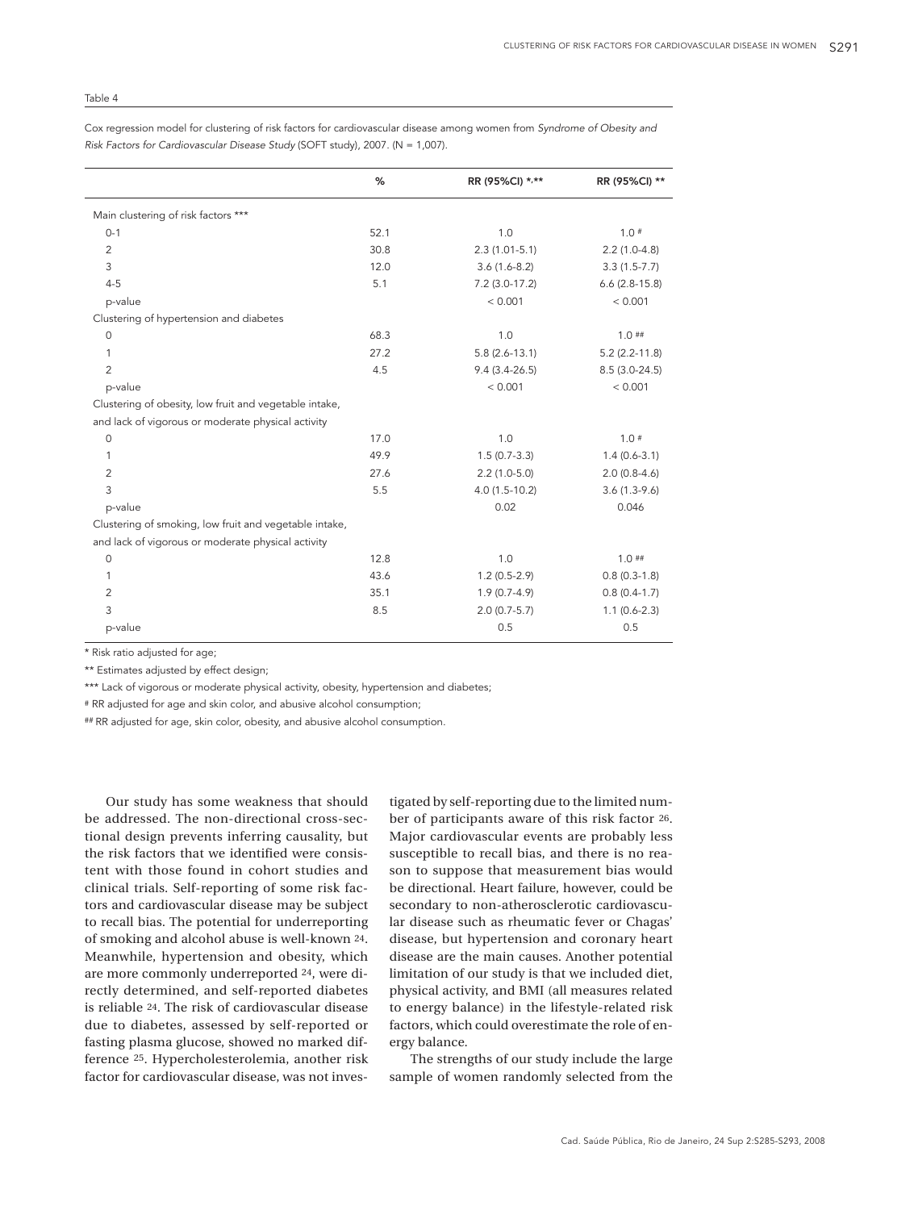Table 4

Cox regression model for clustering of risk factors for cardiovascular disease among women from *Syndrome of Obesity and Risk Factors for Cardiovascular Disease Study* (SOFT study), 2007. (N = 1,007).

| | % | RR (95%CI) *,** | RR (95%CI) ** |
|---|---|---|---|
| Main clustering of risk factors *** | | | |
| 0-1 | 52.1 | 1.0 | 1.0 # |
| 2 | 30.8 | 2.3 (1.01-5.1) | 2.2 (1.0-4.8) |
| 3 | 12.0 | 3.6 (1.6-8.2) | 3.3 (1.5-7.7) |
| 4-5 | 5.1 | 7.2 (3.0-17.2) | 6.6 (2.8-15.8) |
| p-value | | < 0.001 | < 0.001 |
| Clustering of hypertension and diabetes | | | |
| 0 | 68.3 | 1.0 | 1.0 ## |
| 1 | 27.2 | 5.8 (2.6-13.1) | 5.2 (2.2-11.8) |
| 2 | 4.5 | 9.4 (3.4-26.5) | 8.5 (3.0-24.5) |
| p-value | | < 0.001 | < 0.001 |
| Clustering of obesity, low fruit and vegetable intake, and lack of vigorous or moderate physical activity | | | |
| 0 | 17.0 | 1.0 | 1.0 # |
| 1 | 49.9 | 1.5 (0.7-3.3) | 1.4 (0.6-3.1) |
| 2 | 27.6 | 2.2 (1.0-5.0) | 2.0 (0.8-4.6) |
| 3 | 5.5 | 4.0 (1.5-10.2) | 3.6 (1.3-9.6) |
| p-value | | 0.02 | 0.046 |
| Clustering of smoking, low fruit and vegetable intake, and lack of vigorous or moderate physical activity | | | |
| 0 | 12.8 | 1.0 | 1.0 ## |
| 1 | 43.6 | 1.2 (0.5-2.9) | 0.8 (0.3-1.8) |
| 2 | 35.1 | 1.9 (0.7-4.9) | 0.8 (0.4-1.7) |
| 3 | 8.5 | 2.0 (0.7-5.7) | 1.1 (0.6-2.3) |
| p-value | | 0.5 | 0.5 |

* Risk ratio adjusted for age;

** Estimates adjusted by effect design;

*** Lack of vigorous or moderate physical activity, obesity, hypertension and diabetes;

# RR adjusted for age and skin color, and abusive alcohol consumption;

## RR adjusted for age, skin color, obesity, and abusive alcohol consumption.

Our study has some weakness that should be addressed. The non-directional cross-sectional design prevents inferring causality, but the risk factors that we identified were consistent with those found in cohort studies and clinical trials. Self-reporting of some risk factors and cardiovascular disease may be subject to recall bias. The potential for underreporting of smoking and alcohol abuse is well-known [24]. Meanwhile, hypertension and obesity, which are more commonly underreported [24], were directly determined, and self-reported diabetes is reliable [24]. The risk of cardiovascular disease due to diabetes, assessed by self-reported or fasting plasma glucose, showed no marked difference [25]. Hypercholesterolemia, another risk factor for cardiovascular disease, was not investigated by self-reporting due to the limited number of participants aware of this risk factor [26]. Major cardiovascular events are probably less susceptible to recall bias, and there is no reason to suppose that measurement bias would be directional. Heart failure, however, could be secondary to non-atherosclerotic cardiovascular disease such as rheumatic fever or Chagas' disease, but hypertension and coronary heart disease are the main causes. Another potential limitation of our study is that we included diet, physical activity, and BMI (all measures related to energy balance) in the lifestyle-related risk factors, which could overestimate the role of energy balance.

The strengths of our study include the large sample of women randomly selected from the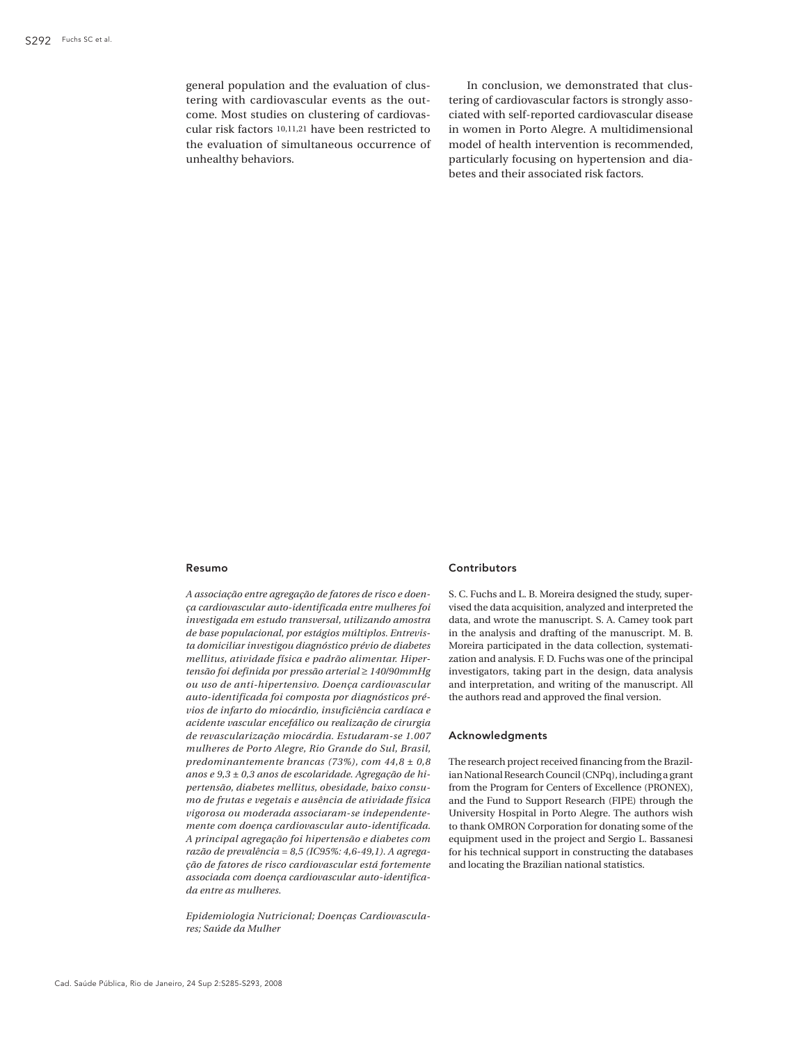general population and the evaluation of clustering with cardiovascular events as the outcome. Most studies on clustering of cardiovascular risk factors [10,11,21] have been restricted to the evaluation of simultaneous occurrence of unhealthy behaviors.

In conclusion, we demonstrated that clustering of cardiovascular factors is strongly associated with self-reported cardiovascular disease in women in Porto Alegre. A multidimensional model of health intervention is recommended, particularly focusing on hypertension and diabetes and their associated risk factors.

## Resumo

*A associação entre agregação de fatores de risco e doença cardiovascular auto-identificada entre mulheres foi investigada em estudo transversal, utilizando amostra de base populacional, por estágios múltiplos. Entrevista domiciliar investigou diagnóstico prévio de diabetes mellitus, atividade física e padrão alimentar. Hipertensão foi definida por pressão arterial ≥ 140/90mmHg ou uso de anti-hipertensivo. Doença cardiovascular auto-identificada foi composta por diagnósticos prévios de infarto do miocárdio, insuficiência cardíaca e acidente vascular encefálico ou realização de cirurgia de revascularização miocárdia. Estudaram-se 1.007 mulheres de Porto Alegre, Rio Grande do Sul, Brasil, predominantemente brancas (73%), com 44,8 ± 0,8 anos e 9,3 ± 0,3 anos de escolaridade. Agregação de hipertensão, diabetes mellitus, obesidade, baixo consumo de frutas e vegetais e ausência de atividade física vigorosa ou moderada associaram-se independentemente com doença cardiovascular auto-identificada. A principal agregação foi hipertensão e diabetes com razão de prevalência = 8,5 (IC95%: 4,6-49,1). A agregação de fatores de risco cardiovascular está fortemente associada com doença cardiovascular auto-identificada entre as mulheres.*

*Epidemiologia Nutricional; Doenças Cardiovasculares; Saúde da Mulher*

## Contributors

S. C. Fuchs and L. B. Moreira designed the study, supervised the data acquisition, analyzed and interpreted the data, and wrote the manuscript. S. A. Camey took part in the analysis and drafting of the manuscript. M. B. Moreira participated in the data collection, systematization and analysis. F. D. Fuchs was one of the principal investigators, taking part in the design, data analysis and interpretation, and writing of the manuscript. All the authors read and approved the final version.

## Acknowledgments

The research project received financing from the Brazilian National Research Council (CNPq), including a grant from the Program for Centers of Excellence (PRONEX), and the Fund to Support Research (FIPE) through the University Hospital in Porto Alegre. The authors wish to thank OMRON Corporation for donating some of the equipment used in the project and Sergio L. Bassanesi for his technical support in constructing the databases and locating the Brazilian national statistics.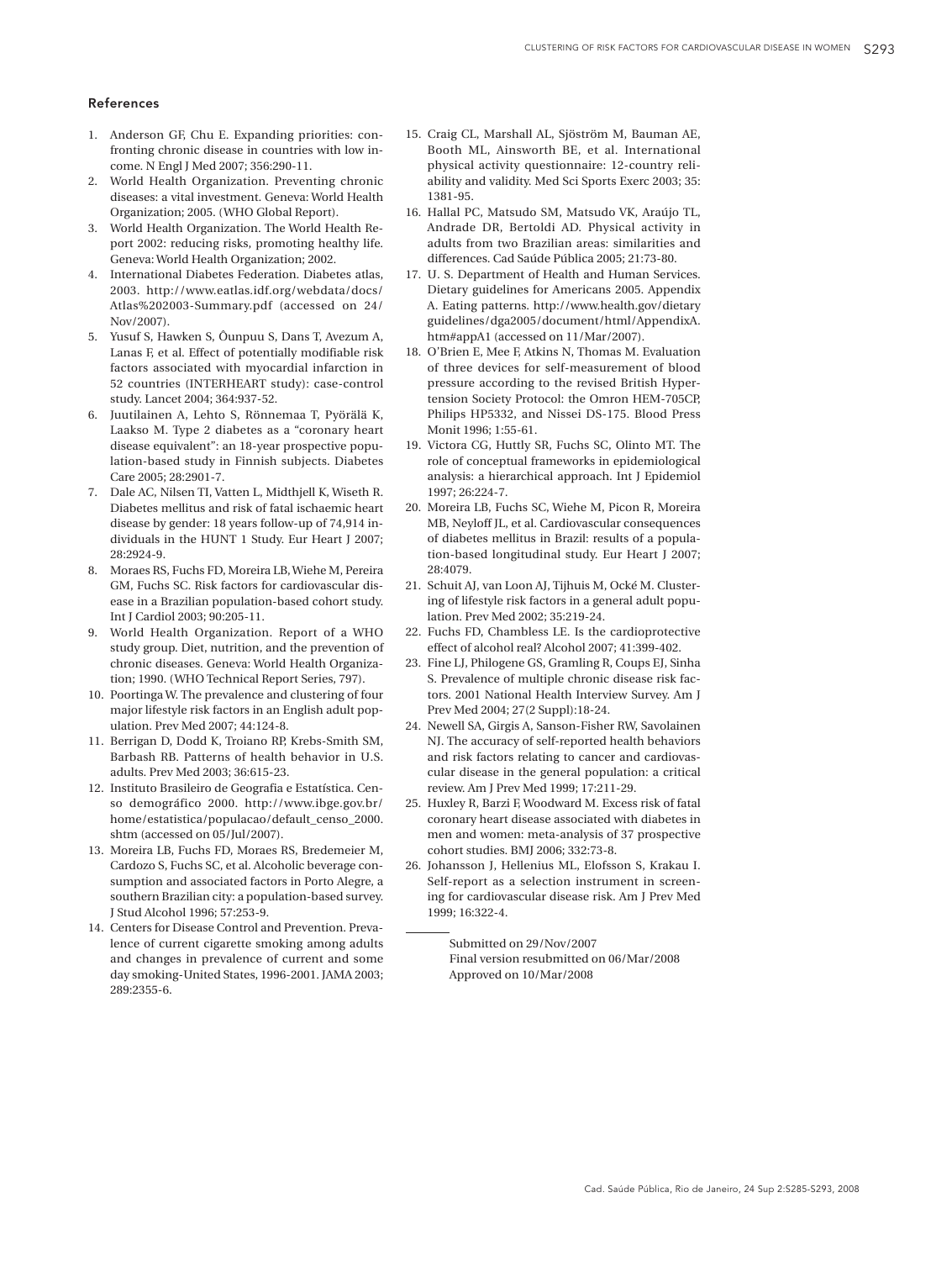## References

1. Anderson GF, Chu E. Expanding priorities: confronting chronic disease in countries with low income. N Engl J Med 2007; 356:290-11.
2. World Health Organization. Preventing chronic diseases: a vital investment. Geneva: World Health Organization; 2005. (WHO Global Report).
3. World Health Organization. The World Health Report 2002: reducing risks, promoting healthy life. Geneva: World Health Organization; 2002.
4. International Diabetes Federation. Diabetes atlas, 2003. http://www.eatlas.idf.org/webdata/docs/Atlas%202003-Summary.pdf (accessed on 24/Nov/2007).
5. Yusuf S, Hawken S, Ôunpuu S, Dans T, Avezum A, Lanas F, et al. Effect of potentially modifiable risk factors associated with myocardial infarction in 52 countries (INTERHEART study): case-control study. Lancet 2004; 364:937-52.
6. Juutilainen A, Lehto S, Rönnemaa T, Pyörälä K, Laakso M. Type 2 diabetes as a "coronary heart disease equivalent": an 18-year prospective population-based study in Finnish subjects. Diabetes Care 2005; 28:2901-7.
7. Dale AC, Nilsen TI, Vatten L, Midthjell K, Wiseth R. Diabetes mellitus and risk of fatal ischaemic heart disease by gender: 18 years follow-up of 74,914 individuals in the HUNT 1 Study. Eur Heart J 2007; 28:2924-9.
8. Moraes RS, Fuchs FD, Moreira LB, Wiehe M, Pereira GM, Fuchs SC. Risk factors for cardiovascular disease in a Brazilian population-based cohort study. Int J Cardiol 2003; 90:205-11.
9. World Health Organization. Report of a WHO study group. Diet, nutrition, and the prevention of chronic diseases. Geneva: World Health Organization; 1990. (WHO Technical Report Series, 797).
10. Poortinga W. The prevalence and clustering of four major lifestyle risk factors in an English adult population. Prev Med 2007; 44:124-8.
11. Berrigan D, Dodd K, Troiano RP, Krebs-Smith SM, Barbash RB. Patterns of health behavior in U.S. adults. Prev Med 2003; 36:615-23.
12. Instituto Brasileiro de Geografia e Estatística. Censo demográfico 2000. http://www.ibge.gov.br/home/estatistica/populacao/default_censo_2000.shtm (accessed on 05/Jul/2007).
13. Moreira LB, Fuchs FD, Moraes RS, Bredemeier M, Cardozo S, Fuchs SC, et al. Alcoholic beverage consumption and associated factors in Porto Alegre, a southern Brazilian city: a population-based survey. J Stud Alcohol 1996; 57:253-9.
14. Centers for Disease Control and Prevention. Prevalence of current cigarette smoking among adults and changes in prevalence of current and some day smoking-United States, 1996-2001. JAMA 2003; 289:2355-6.
15. Craig CL, Marshall AL, Sjöström M, Bauman AE, Booth ML, Ainsworth BE, et al. International physical activity questionnaire: 12-country reliability and validity. Med Sci Sports Exerc 2003; 35: 1381-95.
16. Hallal PC, Matsudo SM, Matsudo VK, Araújo TL, Andrade DR, Bertoldi AD. Physical activity in adults from two Brazilian areas: similarities and differences. Cad Saúde Pública 2005; 21:73-80.
17. U. S. Department of Health and Human Services. Dietary guidelines for Americans 2005. Appendix A. Eating patterns. http://www.health.gov/dietaryguidelines/dga2005/document/html/AppendixA.htm#appA1 (accessed on 11/Mar/2007).
18. O'Brien E, Mee F, Atkins N, Thomas M. Evaluation of three devices for self-measurement of blood pressure according to the revised British Hypertension Society Protocol: the Omron HEM-705CP, Philips HP5332, and Nissei DS-175. Blood Press Monit 1996; 1:55-61.
19. Victora CG, Huttly SR, Fuchs SC, Olinto MT. The role of conceptual frameworks in epidemiological analysis: a hierarchical approach. Int J Epidemiol 1997; 26:224-7.
20. Moreira LB, Fuchs SC, Wiehe M, Picon R, Moreira MB, Neyloff JL, et al. Cardiovascular consequences of diabetes mellitus in Brazil: results of a population-based longitudinal study. Eur Heart J 2007; 28:4079.
21. Schuit AJ, van Loon AJ, Tijhuis M, Ocké M. Clustering of lifestyle risk factors in a general adult population. Prev Med 2002; 35:219-24.
22. Fuchs FD, Chambless LE. Is the cardioprotective effect of alcohol real? Alcohol 2007; 41:399-402.
23. Fine LJ, Philogene GS, Gramling R, Coups EJ, Sinha S. Prevalence of multiple chronic disease risk factors. 2001 National Health Interview Survey. Am J Prev Med 2004; 27(2 Suppl):18-24.
24. Newell SA, Girgis A, Sanson-Fisher RW, Savolainen NJ. The accuracy of self-reported health behaviors and risk factors relating to cancer and cardiovascular disease in the general population: a critical review. Am J Prev Med 1999; 17:211-29.
25. Huxley R, Barzi F, Woodward M. Excess risk of fatal coronary heart disease associated with diabetes in men and women: meta-analysis of 37 prospective cohort studies. BMJ 2006; 332:73-8.
26. Johansson J, Hellenius ML, Elofsson S, Krakau I. Self-report as a selection instrument in screening for cardiovascular disease risk. Am J Prev Med 1999; 16:322-4.

Submitted on 29/Nov/2007
Final version resubmitted on 06/Mar/2008
Approved on 10/Mar/2008